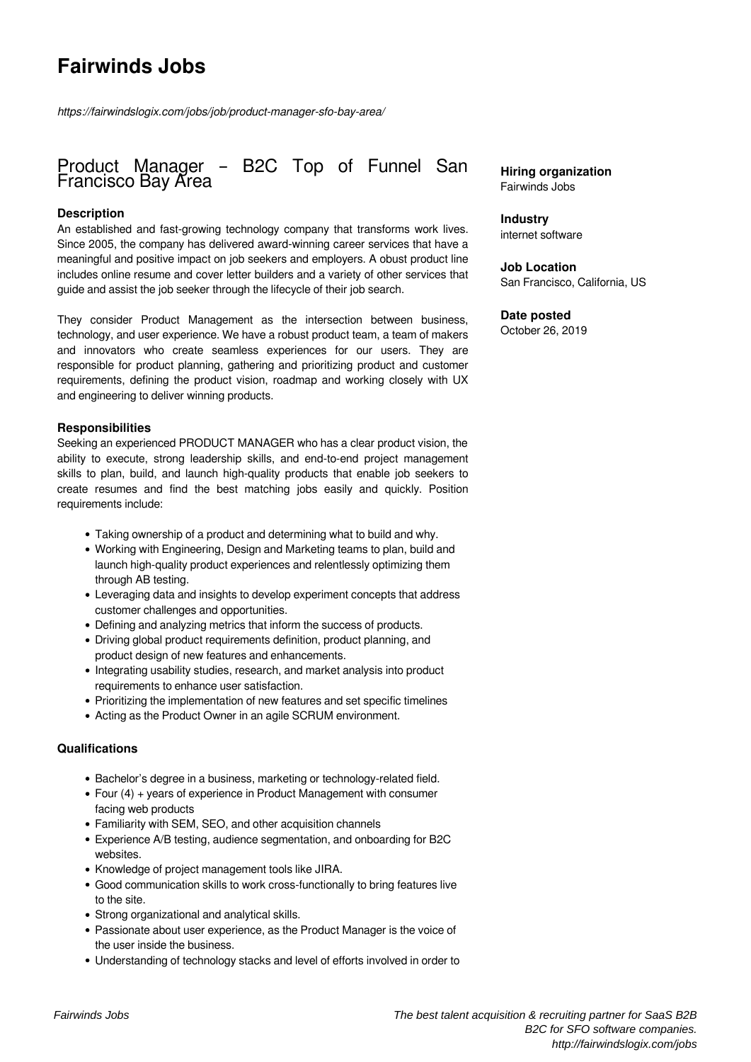# Fairwinds Jobs

*https://fairwindslogix.com/jobs/job/product-manager-sfo-bay-area/*

## Product Manager – B2C Top of Funnel San Francisco Bay Area

**Hiring organization**
Fairwinds Jobs

**Industry**
internet software

**Job Location**
San Francisco, California, US

**Date posted**
October 26, 2019

### Description

An established and fast-growing technology company that transforms work lives. Since 2005, the company has delivered award-winning career services that have a meaningful and positive impact on job seekers and employers. A obust product line includes online resume and cover letter builders and a variety of other services that guide and assist the job seeker through the lifecycle of their job search.

They consider Product Management as the intersection between business, technology, and user experience. We have a robust product team, a team of makers and innovators who create seamless experiences for our users. They are responsible for product planning, gathering and prioritizing product and customer requirements, defining the product vision, roadmap and working closely with UX and engineering to deliver winning products.

### Responsibilities

Seeking an experienced PRODUCT MANAGER who has a clear product vision, the ability to execute, strong leadership skills, and end-to-end project management skills to plan, build, and launch high-quality products that enable job seekers to create resumes and find the best matching jobs easily and quickly. Position requirements include:

- Taking ownership of a product and determining what to build and why.
- Working with Engineering, Design and Marketing teams to plan, build and launch high-quality product experiences and relentlessly optimizing them through AB testing.
- Leveraging data and insights to develop experiment concepts that address customer challenges and opportunities.
- Defining and analyzing metrics that inform the success of products.
- Driving global product requirements definition, product planning, and product design of new features and enhancements.
- Integrating usability studies, research, and market analysis into product requirements to enhance user satisfaction.
- Prioritizing the implementation of new features and set specific timelines
- Acting as the Product Owner in an agile SCRUM environment.

### Qualifications

- Bachelor's degree in a business, marketing or technology-related field.
- Four (4) + years of experience in Product Management with consumer facing web products
- Familiarity with SEM, SEO, and other acquisition channels
- Experience A/B testing, audience segmentation, and onboarding for B2C websites.
- Knowledge of project management tools like JIRA.
- Good communication skills to work cross-functionally to bring features live to the site.
- Strong organizational and analytical skills.
- Passionate about user experience, as the Product Manager is the voice of the user inside the business.
- Understanding of technology stacks and level of efforts involved in order to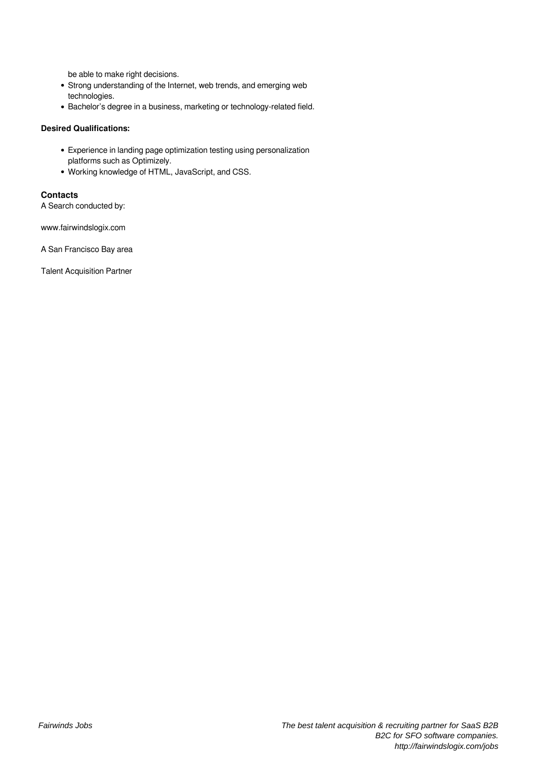be able to make right decisions.

- Strong understanding of the Internet, web trends, and emerging web technologies.
- Bachelor's degree in a business, marketing or technology-related field.

**Desired Qualifications:**

- Experience in landing page optimization testing using personalization platforms such as Optimizely.
- Working knowledge of HTML, JavaScript, and CSS.

**Contacts**

A Search conducted by:

www.fairwindslogix.com

A San Francisco Bay area

Talent Acquisition Partner